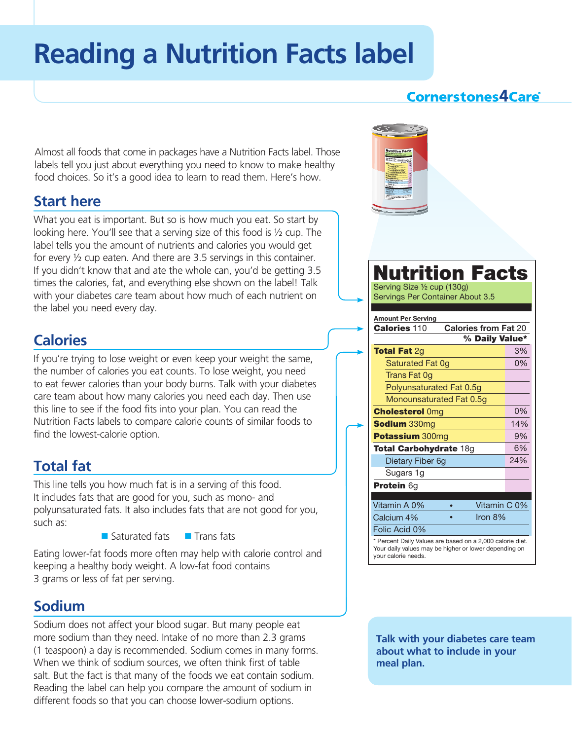# Reading a Nutrition Facts label

Cornerstones4Care®

Almost all foods that come in packages have a Nutrition Facts label. Those labels tell you just about everything you need to know to make healthy food choices. So it's a good idea to learn to read them. Here's how.

## Start here

What you eat is important. But so is how much you eat. So start by looking here. You'll see that a serving size of this food is ½ cup. The label tells you the amount of nutrients and calories you would get for every ½ cup eaten. And there are 3.5 servings in this container. If you didn't know that and ate the whole can, you'd be getting 3.5 times the calories, fat, and everything else shown on the label! Talk with your diabetes care team about how much of each nutrient on the label you need every day.

## Calories

If you're trying to lose weight or even keep your weight the same, the number of calories you eat counts. To lose weight, you need to eat fewer calories than your body burns. Talk with your diabetes care team about how many calories you need each day. Then use this line to see if the food fits into your plan. You can read the Nutrition Facts labels to compare calorie counts of similar foods to find the lowest-calorie option.

## Total fat

This line tells you how much fat is in a serving of this food. It includes fats that are good for you, such as mono- and polyunsaturated fats. It also includes fats that are not good for you, such as:

- Saturated fats
- Trans fats

Eating lower-fat foods more often may help with calorie control and keeping a healthy body weight. A low-fat food contains 3 grams or less of fat per serving.

## Sodium

Sodium does not affect your blood sugar. But many people eat more sodium than they need. Intake of no more than 2.3 grams (1 teaspoon) a day is recommended. Sodium comes in many forms. When we think of sodium sources, we often think first of table salt. But the fact is that many of the foods we eat contain sodium. Reading the label can help you compare the amount of sodium in different foods so that you can choose lower-sodium options.

**Nutrition Facts**

Serving Size ½ cup (130g)
Servings Per Container About 3.5

| Amount Per Serving | |
|---|---|
| **Calories** 110 | Calories from Fat 20 |
| | **% Daily Value*** |
| **Total Fat** 2g | 3% |
| Saturated Fat 0g | 0% |
| Trans Fat 0g | |
| Polyunsaturated Fat 0.5g | |
| Monounsaturated Fat 0.5g | |
| **Cholesterol** 0mg | 0% |
| **Sodium** 330mg | 14% |
| **Potassium** 300mg | 9% |
| **Total Carbohydrate** 18g | 6% |
| Dietary Fiber 6g | 24% |
| Sugars 1g | |
| **Protein** 6g | |

| | |
|---|---|
| Vitamin A 0% | Vitamin C 0% |
| Calcium 4% | Iron 8% |
| Folic Acid 0% | |

\* Percent Daily Values are based on a 2,000 calorie diet. Your daily values may be higher or lower depending on your calorie needs.

**Talk with your diabetes care team about what to include in your meal plan.**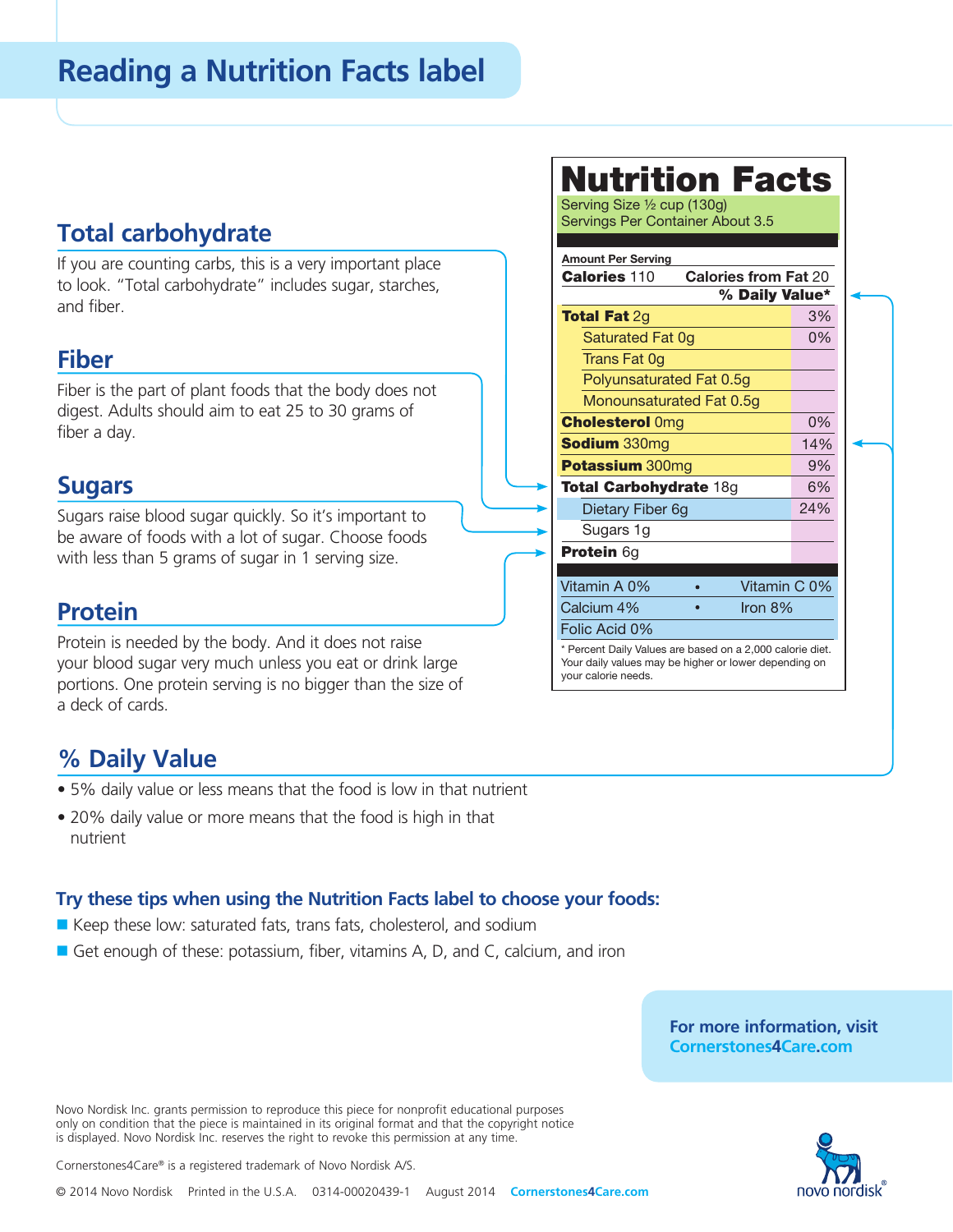# Reading a Nutrition Facts label

## Total carbohydrate

If you are counting carbs, this is a very important place to look. "Total carbohydrate" includes sugar, starches, and fiber.

## Fiber

Fiber is the part of plant foods that the body does not digest. Adults should aim to eat 25 to 30 grams of fiber a day.

## Sugars

Sugars raise blood sugar quickly. So it's important to be aware of foods with a lot of sugar. Choose foods with less than 5 grams of sugar in 1 serving size.

## Protein

Protein is needed by the body. And it does not raise your blood sugar very much unless you eat or drink large portions. One protein serving is no bigger than the size of a deck of cards.

**Nutrition Facts**

Serving Size ½ cup (130g)
Servings Per Container About 3.5

| Amount Per Serving | |
|---|---|
| **Calories** 110 | **Calories from Fat** 20 |
| | **% Daily Value*** |
| **Total Fat** 2g | 3% |
| Saturated Fat 0g | 0% |
| Trans Fat 0g | |
| Polyunsaturated Fat 0.5g | |
| Monounsaturated Fat 0.5g | |
| **Cholesterol** 0mg | 0% |
| **Sodium** 330mg | 14% |
| **Potassium** 300mg | 9% |
| **Total Carbohydrate** 18g | 6% |
| Dietary Fiber 6g | 24% |
| Sugars 1g | |
| **Protein** 6g | |

| | |
|---|---|
| Vitamin A 0% | Vitamin C 0% |
| Calcium 4% | Iron 8% |
| Folic Acid 0% | |

* Percent Daily Values are based on a 2,000 calorie diet. Your daily values may be higher or lower depending on your calorie needs.

## % Daily Value

- 5% daily value or less means that the food is low in that nutrient
- 20% daily value or more means that the food is high in that nutrient

### Try these tips when using the Nutrition Facts label to choose your foods:

- Keep these low: saturated fats, trans fats, cholesterol, and sodium
- Get enough of these: potassium, fiber, vitamins A, D, and C, calcium, and iron

**For more information, visit Cornerstones4Care.com**

Novo Nordisk Inc. grants permission to reproduce this piece for nonprofit educational purposes only on condition that the piece is maintained in its original format and that the copyright notice is displayed. Novo Nordisk Inc. reserves the right to revoke this permission at any time.

Cornerstones4Care® is a registered trademark of Novo Nordisk A/S.

© 2014 Novo Nordisk Printed in the U.S.A. 0314-00020439-1 August 2014 **Cornerstones4Care.com**

novo nordisk®